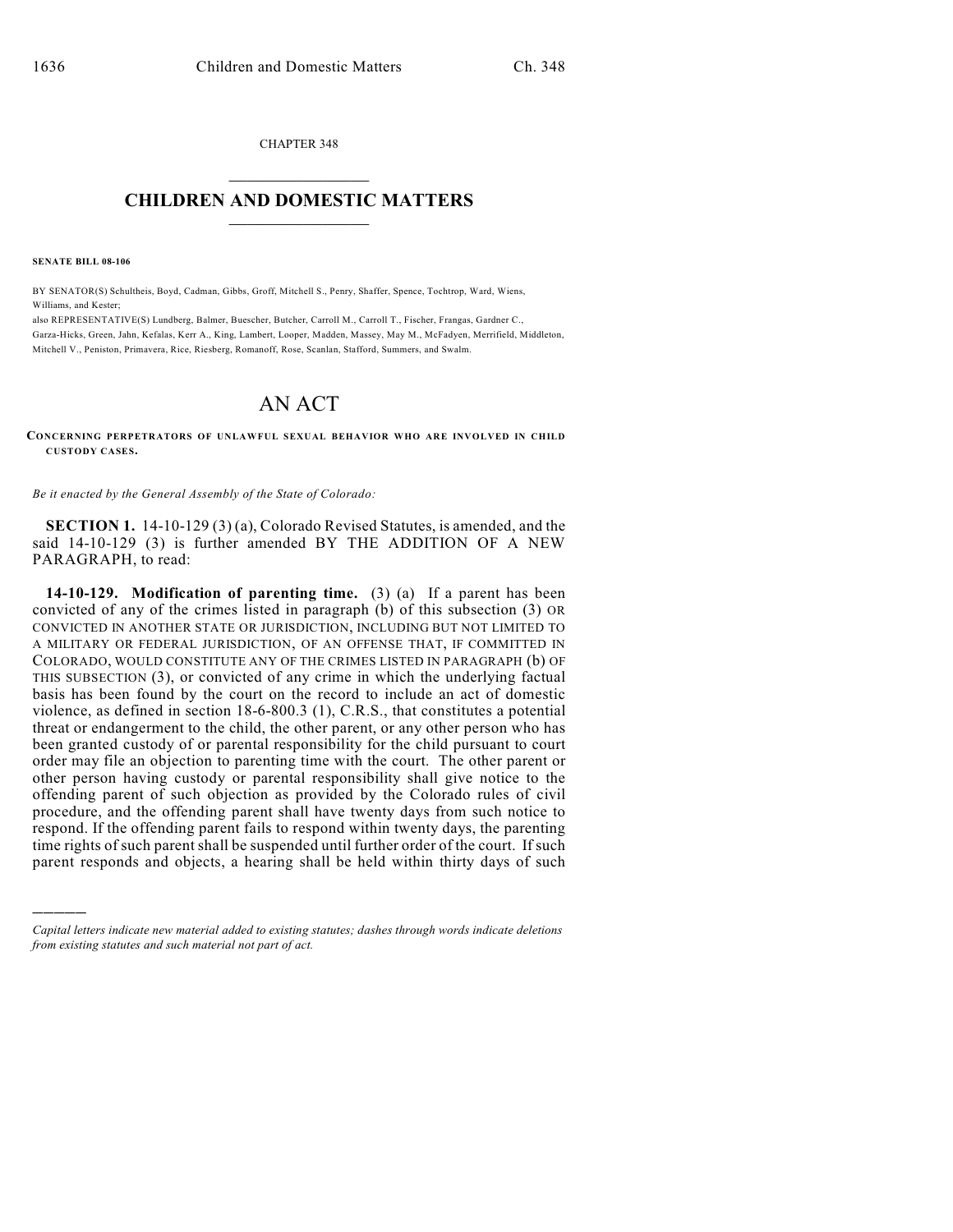CHAPTER 348

# CHILDREN AND DOMESTIC MATTERS

**SENATE BILL 08-106**

BY SENATOR(S) Schultheis, Boyd, Cadman, Gibbs, Groff, Mitchell S., Penry, Shaffer, Spence, Tochtrop, Ward, Wiens, Williams, and Kester;
also REPRESENTATIVE(S) Lundberg, Balmer, Buescher, Butcher, Carroll M., Carroll T., Fischer, Frangas, Gardner C., Garza-Hicks, Green, Jahn, Kefalas, Kerr A., King, Lambert, Looper, Madden, Massey, May M., McFadyen, Merrifield, Middleton, Mitchell V., Peniston, Primavera, Rice, Riesberg, Romanoff, Rose, Scanlan, Stafford, Summers, and Swalm.

# AN ACT

**CONCERNING PERPETRATORS OF UNLAWFUL SEXUAL BEHAVIOR WHO ARE INVOLVED IN CHILD CUSTODY CASES.**

*Be it enacted by the General Assembly of the State of Colorado:*

**SECTION 1.** 14-10-129 (3) (a), Colorado Revised Statutes, is amended, and the said 14-10-129 (3) is further amended BY THE ADDITION OF A NEW PARAGRAPH, to read:

**14-10-129. Modification of parenting time.** (3) (a) If a parent has been convicted of any of the crimes listed in paragraph (b) of this subsection (3) OR CONVICTED IN ANOTHER STATE OR JURISDICTION, INCLUDING BUT NOT LIMITED TO A MILITARY OR FEDERAL JURISDICTION, OF AN OFFENSE THAT, IF COMMITTED IN COLORADO, WOULD CONSTITUTE ANY OF THE CRIMES LISTED IN PARAGRAPH (b) OF THIS SUBSECTION (3), or convicted of any crime in which the underlying factual basis has been found by the court on the record to include an act of domestic violence, as defined in section 18-6-800.3 (1), C.R.S., that constitutes a potential threat or endangerment to the child, the other parent, or any other person who has been granted custody of or parental responsibility for the child pursuant to court order may file an objection to parenting time with the court. The other parent or other person having custody or parental responsibility shall give notice to the offending parent of such objection as provided by the Colorado rules of civil procedure, and the offending parent shall have twenty days from such notice to respond. If the offending parent fails to respond within twenty days, the parenting time rights of such parent shall be suspended until further order of the court. If such parent responds and objects, a hearing shall be held within thirty days of such

*Capital letters indicate new material added to existing statutes; dashes through words indicate deletions from existing statutes and such material not part of act.*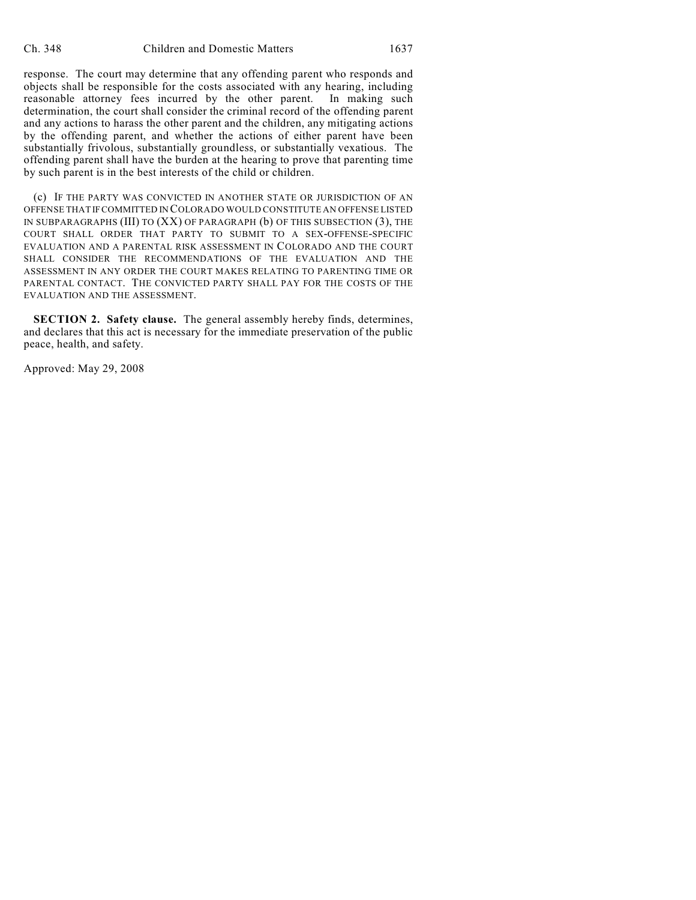response. The court may determine that any offending parent who responds and objects shall be responsible for the costs associated with any hearing, including reasonable attorney fees incurred by the other parent. In making such determination, the court shall consider the criminal record of the offending parent and any actions to harass the other parent and the children, any mitigating actions by the offending parent, and whether the actions of either parent have been substantially frivolous, substantially groundless, or substantially vexatious. The offending parent shall have the burden at the hearing to prove that parenting time by such parent is in the best interests of the child or children.

(c) IF THE PARTY WAS CONVICTED IN ANOTHER STATE OR JURISDICTION OF AN OFFENSE THAT IF COMMITTED IN COLORADO WOULD CONSTITUTE AN OFFENSE LISTED IN SUBPARAGRAPHS (III) TO (XX) OF PARAGRAPH (b) OF THIS SUBSECTION (3), THE COURT SHALL ORDER THAT PARTY TO SUBMIT TO A SEX-OFFENSE-SPECIFIC EVALUATION AND A PARENTAL RISK ASSESSMENT IN COLORADO AND THE COURT SHALL CONSIDER THE RECOMMENDATIONS OF THE EVALUATION AND THE ASSESSMENT IN ANY ORDER THE COURT MAKES RELATING TO PARENTING TIME OR PARENTAL CONTACT. THE CONVICTED PARTY SHALL PAY FOR THE COSTS OF THE EVALUATION AND THE ASSESSMENT.

**SECTION 2. Safety clause.** The general assembly hereby finds, determines, and declares that this act is necessary for the immediate preservation of the public peace, health, and safety.

Approved: May 29, 2008